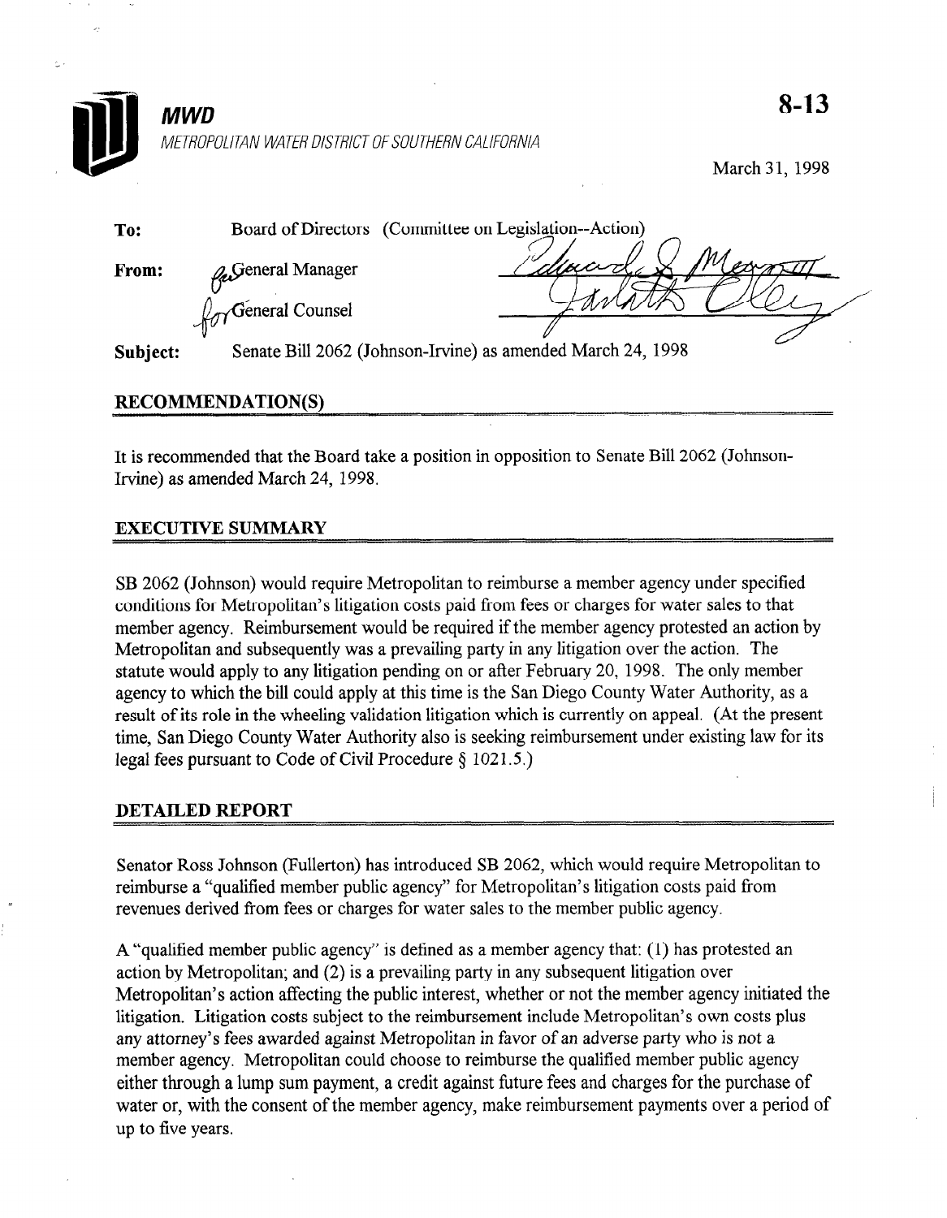**MWD**

METROPOLITAN WATER DISTRICT OF SOUTHERN CALIFORNIA

**8-13**

March 31, 1998

**To:** Board of Directors (Committee on Legislation--Action)

**From:** General Manager

General Counsel

**Subject:** Senate Bill 2062 (Johnson-Irvine) as amended March 24, 1998

## RECOMMENDATION(S)

It is recommended that the Board take a position in opposition to Senate Bill 2062 (Johnson-Irvine) as amended March 24, 1998.

## EXECUTIVE SUMMARY

SB 2062 (Johnson) would require Metropolitan to reimburse a member agency under specified conditions for Metropolitan's litigation costs paid from fees or charges for water sales to that member agency. Reimbursement would be required if the member agency protested an action by Metropolitan and subsequently was a prevailing party in any litigation over the action. The statute would apply to any litigation pending on or after February 20, 1998. The only member agency to which the bill could apply at this time is the San Diego County Water Authority, as a result of its role in the wheeling validation litigation which is currently on appeal. (At the present time, San Diego County Water Authority also is seeking reimbursement under existing law for its legal fees pursuant to Code of Civil Procedure § 1021.5.)

## DETAILED REPORT

Senator Ross Johnson (Fullerton) has introduced SB 2062, which would require Metropolitan to reimburse a "qualified member public agency" for Metropolitan's litigation costs paid from revenues derived from fees or charges for water sales to the member public agency.

A "qualified member public agency" is defined as a member agency that: (1) has protested an action by Metropolitan; and (2) is a prevailing party in any subsequent litigation over Metropolitan's action affecting the public interest, whether or not the member agency initiated the litigation. Litigation costs subject to the reimbursement include Metropolitan's own costs plus any attorney's fees awarded against Metropolitan in favor of an adverse party who is not a member agency. Metropolitan could choose to reimburse the qualified member public agency either through a lump sum payment, a credit against future fees and charges for the purchase of water or, with the consent of the member agency, make reimbursement payments over a period of up to five years.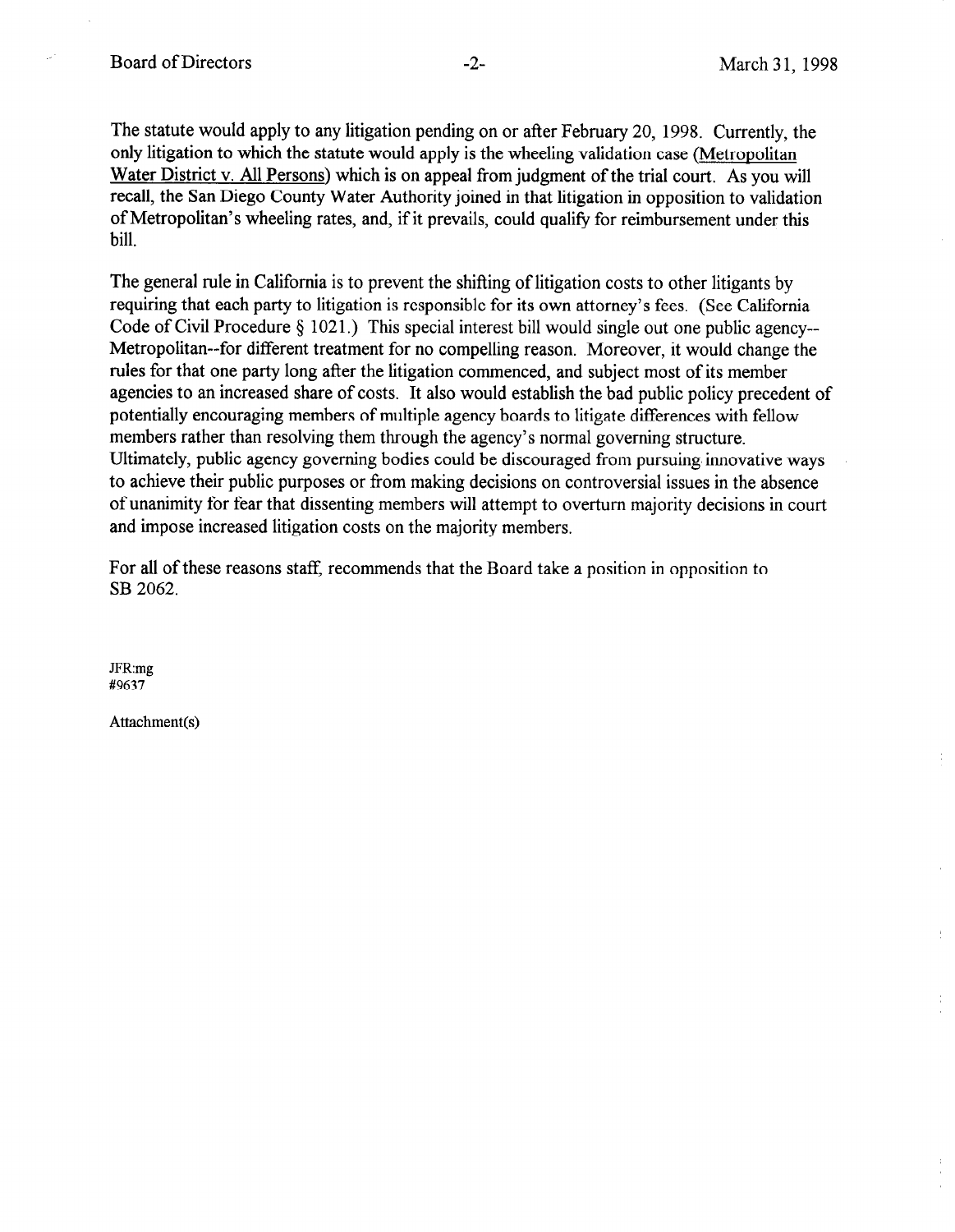The statute would apply to any litigation pending on or after February 20, 1998. Currently, the only litigation to which the statute would apply is the wheeling validation case (Metropolitan Water District v. All Persons) which is on appeal from judgment of the trial court. As you will recall, the San Diego County Water Authority joined in that litigation in opposition to validation of Metropolitan's wheeling rates, and, if it prevails, could qualify for reimbursement under this bill.

The general rule in California is to prevent the shifting of litigation costs to other litigants by requiring that each party to litigation is responsible for its own attorney's fees. (See California Code of Civil Procedure § 1021.) This special interest bill would single out one public agency--Metropolitan--for different treatment for no compelling reason. Moreover, it would change the rules for that one party long after the litigation commenced, and subject most of its member agencies to an increased share of costs. It also would establish the bad public policy precedent of potentially encouraging members of multiple agency boards to litigate differences with fellow members rather than resolving them through the agency's normal governing structure. Ultimately, public agency governing bodies could be discouraged from pursuing innovative ways to achieve their public purposes or from making decisions on controversial issues in the absence of unanimity for fear that dissenting members will attempt to overturn majority decisions in court and impose increased litigation costs on the majority members.

For all of these reasons staff, recommends that the Board take a position in opposition to SB 2062.

JFR:mg
#9637

Attachment(s)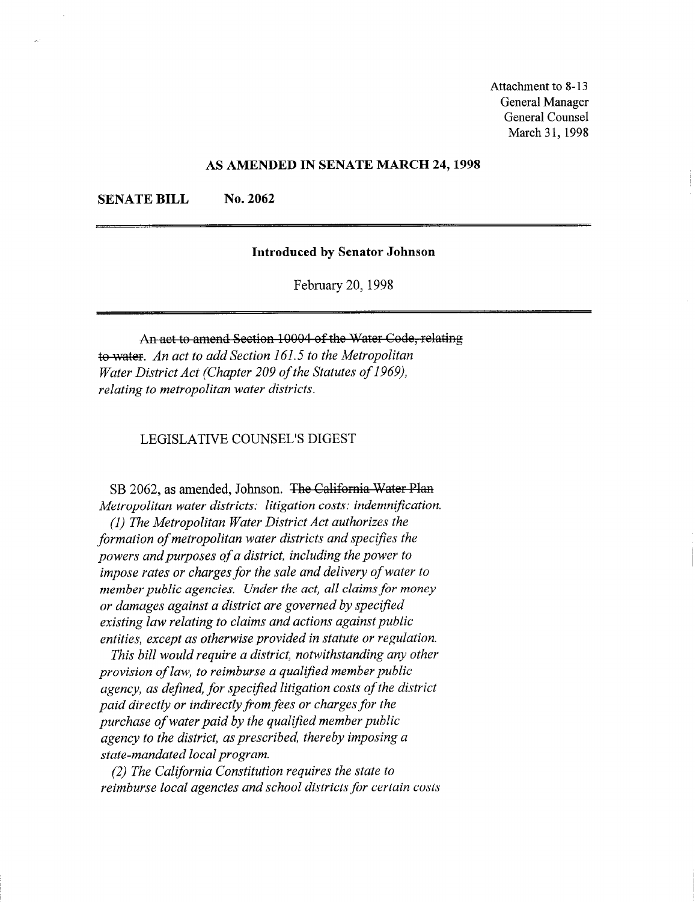Attachment to 8-13
General Manager
General Counsel
March 31, 1998

## AS AMENDED IN SENATE MARCH 24, 1998

**SENATE BILL No. 2062**

**Introduced by Senator Johnson**

February 20, 1998

~~An act to amend Section 10004 of the Water Code, relating to water.~~ *An act to add Section 161.5 to the Metropolitan Water District Act (Chapter 209 of the Statutes of 1969), relating to metropolitan water districts.*

LEGISLATIVE COUNSEL'S DIGEST

SB 2062, as amended, Johnson. ~~The California Water Plan~~ *Metropolitan water districts: litigation costs: indemnification.*

*(1) The Metropolitan Water District Act authorizes the formation of metropolitan water districts and specifies the powers and purposes of a district, including the power to impose rates or charges for the sale and delivery of water to member public agencies. Under the act, all claims for money or damages against a district are governed by specified existing law relating to claims and actions against public entities, except as otherwise provided in statute or regulation.*

*This bill would require a district, notwithstanding any other provision of law, to reimburse a qualified member public agency, as defined, for specified litigation costs of the district paid directly or indirectly from fees or charges for the purchase of water paid by the qualified member public agency to the district, as prescribed, thereby imposing a state-mandated local program.*

*(2) The California Constitution requires the state to reimburse local agencies and school districts for certain costs*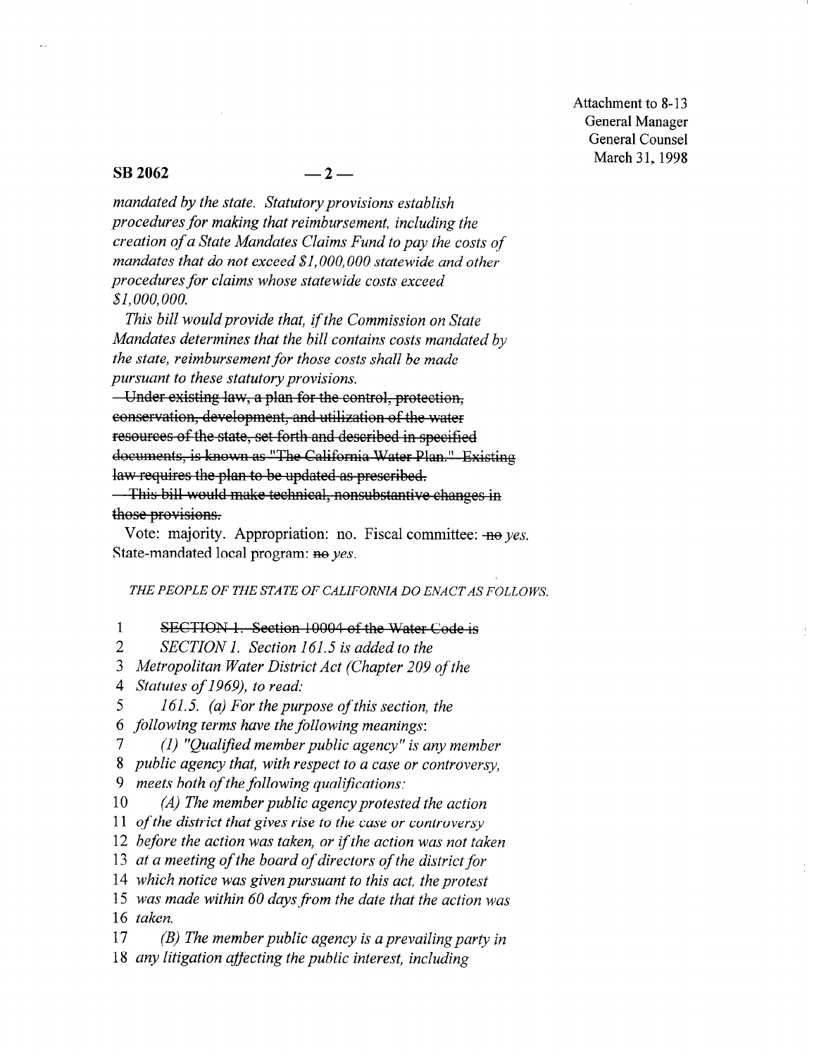Attachment to 8-13
General Manager
General Counsel
March 31, 1998

**SB 2062** — 2 —

*mandated by the state. Statutory provisions establish procedures for making that reimbursement, including the creation of a State Mandates Claims Fund to pay the costs of mandates that do not exceed $1,000,000 statewide and other procedures for claims whose statewide costs exceed $1,000,000.*

*This bill would provide that, if the Commission on State Mandates determines that the bill contains costs mandated by the state, reimbursement for those costs shall be made pursuant to these statutory provisions.*

~~Under existing law, a plan for the control, protection, conservation, development, and utilization of the water resources of the state, set forth and described in specified documents, is known as "The California Water Plan." Existing law requires the plan to be updated as prescribed.~~

~~This bill would make technical, nonsubstantive changes in those provisions.~~

Vote: majority. Appropriation: no. Fiscal committee: ~~no~~ *yes.* State-mandated local program: ~~no~~ *yes.*

*THE PEOPLE OF THE STATE OF CALIFORNIA DO ENACT AS FOLLOWS:*

1 ~~SECTION 1. Section 10004 of the Water Code is~~
2 *SECTION 1. Section 161.5 is added to the*
3 *Metropolitan Water District Act (Chapter 209 of the*
4 *Statutes of 1969), to read:*
5 *161.5. (a) For the purpose of this section, the*
6 *following terms have the following meanings:*
7 *(1) "Qualified member public agency" is any member*
8 *public agency that, with respect to a case or controversy,*
9 *meets both of the following qualifications:*
10 *(A) The member public agency protested the action*
11 *of the district that gives rise to the case or controversy*
12 *before the action was taken, or if the action was not taken*
13 *at a meeting of the board of directors of the district for*
14 *which notice was given pursuant to this act, the protest*
15 *was made within 60 days from the date that the action was*
16 *taken.*
17 *(B) The member public agency is a prevailing party in*
18 *any litigation affecting the public interest, including*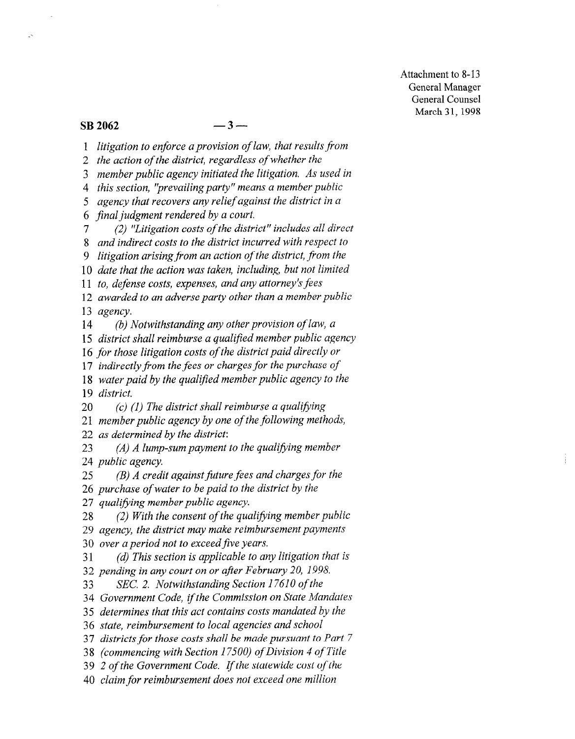Attachment to 8-13
General Manager
General Counsel
March 31, 1998

**SB 2062**

*litigation to enforce a provision of law, that results from the action of the district, regardless of whether the member public agency initiated the litigation. As used in this section, "prevailing party" means a member public agency that recovers any relief against the district in a final judgment rendered by a court.*

*(2) "Litigation costs of the district" includes all direct and indirect costs to the district incurred with respect to litigation arising from an action of the district, from the date that the action was taken, including, but not limited to, defense costs, expenses, and any attorney's fees awarded to an adverse party other than a member public agency.*

*(b) Notwithstanding any other provision of law, a district shall reimburse a qualified member public agency for those litigation costs of the district paid directly or indirectly from the fees or charges for the purchase of water paid by the qualified member public agency to the district.*

*(c) (1) The district shall reimburse a qualifying member public agency by one of the following methods, as determined by the district:*

*(A) A lump-sum payment to the qualifying member public agency.*

*(B) A credit against future fees and charges for the purchase of water to be paid to the district by the qualifying member public agency.*

*(2) With the consent of the qualifying member public agency, the district may make reimbursement payments over a period not to exceed five years.*

*(d) This section is applicable to any litigation that is pending in any court on or after February 20, 1998.*

*SEC. 2. Notwithstanding Section 17610 of the Government Code, if the Commission on State Mandates determines that this act contains costs mandated by the state, reimbursement to local agencies and school districts for those costs shall be made pursuant to Part 7 (commencing with Section 17500) of Division 4 of Title 2 of the Government Code. If the statewide cost of the claim for reimbursement does not exceed one million*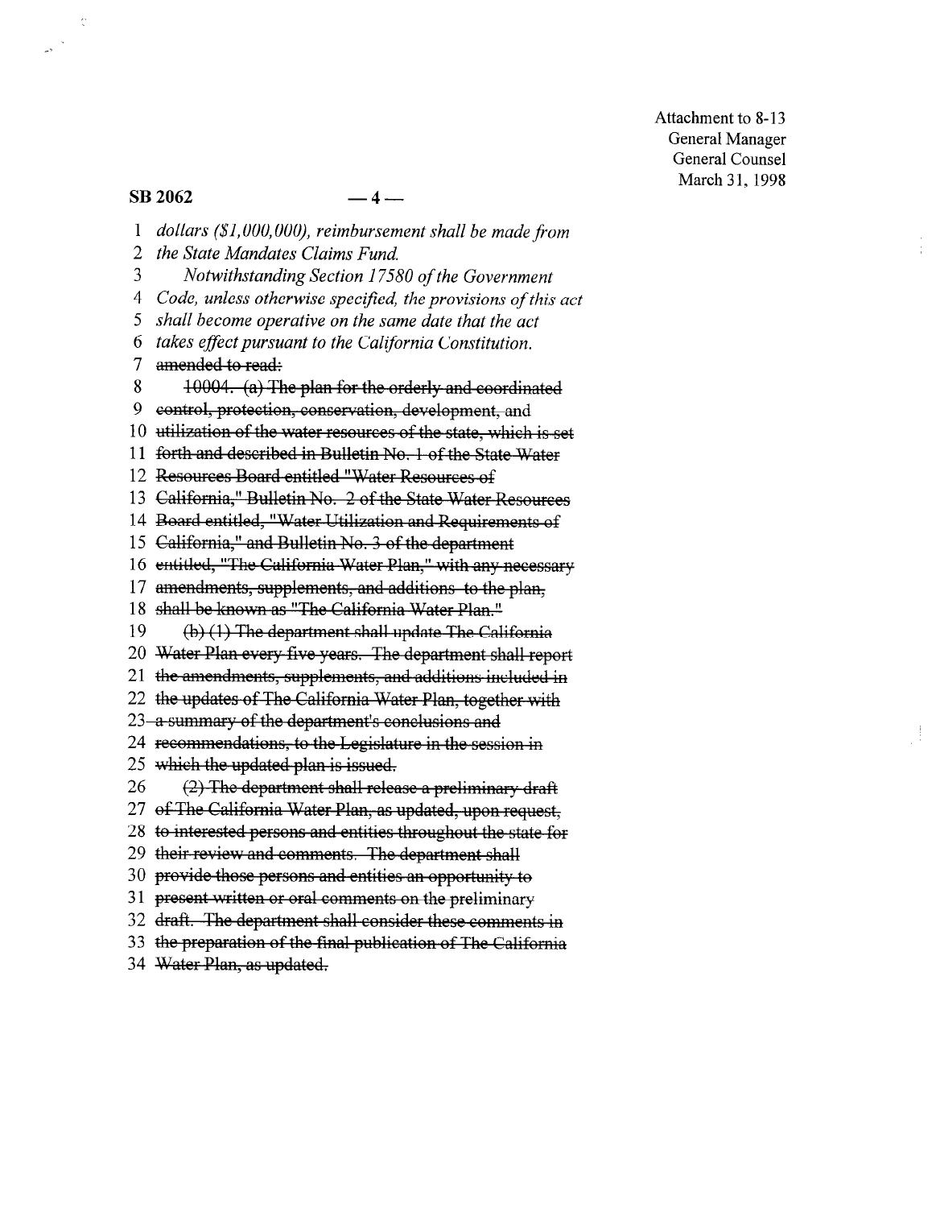Attachment to 8-13
General Manager
General Counsel
March 31, 1998

**SB 2062**

1 *dollars ($1,000,000), reimbursement shall be made from*
2 *the State Mandates Claims Fund.*
3 *Notwithstanding Section 17580 of the Government*
4 *Code, unless otherwise specified, the provisions of this act*
5 *shall become operative on the same date that the act*
6 *takes effect pursuant to the California Constitution.*
7 ~~amended to read:~~
8 ~~10004. (a) The plan for the orderly and coordinated~~
9 ~~control, protection, conservation, development, and~~
10 ~~utilization of the water resources of the state, which is set~~
11 ~~forth and described in Bulletin No. 1 of the State Water~~
12 ~~Resources Board entitled "Water Resources of~~
13 ~~California," Bulletin No. 2 of the State Water Resources~~
14 ~~Board entitled, "Water Utilization and Requirements of~~
15 ~~California," and Bulletin No. 3 of the department~~
16 ~~entitled, "The California Water Plan," with any necessary~~
17 ~~amendments, supplements, and additions to the plan,~~
18 ~~shall be known as "The California Water Plan."~~
19 ~~(b) (1) The department shall update The California~~
20 ~~Water Plan every five years. The department shall report~~
21 ~~the amendments, supplements, and additions included in~~
22 ~~the updates of The California Water Plan, together with~~
23 ~~a summary of the department's conclusions and~~
24 ~~recommendations, to the Legislature in the session in~~
25 ~~which the updated plan is issued.~~
26 ~~(2) The department shall release a preliminary draft~~
27 ~~of The California Water Plan, as updated, upon request,~~
28 ~~to interested persons and entities throughout the state for~~
29 ~~their review and comments. The department shall~~
30 ~~provide those persons and entities an opportunity to~~
31 ~~present written or oral comments on the preliminary~~
32 ~~draft. The department shall consider these comments in~~
33 ~~the preparation of the final publication of The California~~
34 ~~Water Plan, as updated.~~